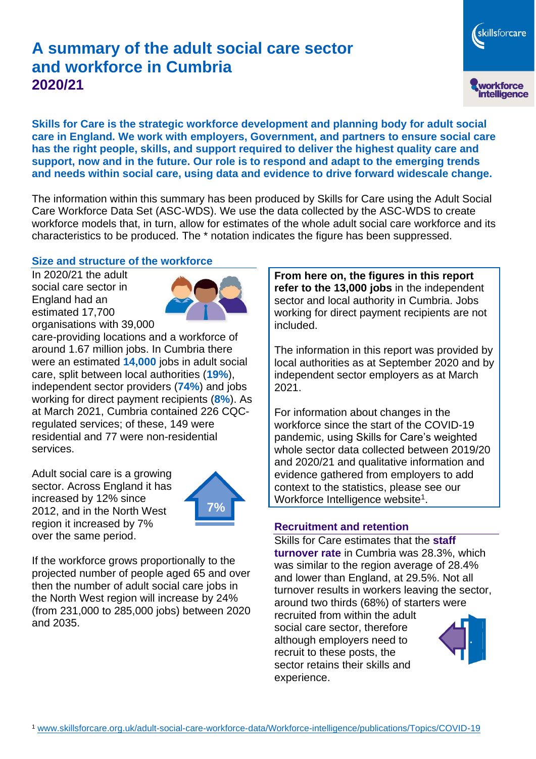# A summary of the adult social care sector and workforce in Cumbria

## 2020/21

**Skills for Care is the strategic workforce development and planning body for adult social care in England. We work with employers, Government, and partners to ensure social care has the right people, skills, and support required to deliver the highest quality care and support, now and in the future. Our role is to respond and adapt to the emerging trends and needs within social care, using data and evidence to drive forward widescale change.**

The information within this summary has been produced by Skills for Care using the Adult Social Care Workforce Data Set (ASC-WDS). We use the data collected by the ASC-WDS to create workforce models that, in turn, allow for estimates of the whole adult social care workforce and its characteristics to be produced. The * notation indicates the figure has been suppressed.

### Size and structure of the workforce

In 2020/21 the adult social care sector in England had an estimated 17,700 organisations with 39,000 care-providing locations and a workforce of around 1.67 million jobs. In Cumbria there were an estimated **14,000** jobs in adult social care, split between local authorities (**19%**), independent sector providers (**74%**) and jobs working for direct payment recipients (**8%**). As at March 2021, Cumbria contained 226 CQC-regulated services; of these, 149 were residential and 77 were non-residential services.

Adult social care is a growing sector. Across England it has increased by 12% since 2012, and in the North West region it increased by 7% over the same period.

7%

If the workforce grows proportionally to the projected number of people aged 65 and over then the number of adult social care jobs in the North West region will increase by 24% (from 231,000 to 285,000 jobs) between 2020 and 2035.

**From here on, the figures in this report refer to the 13,000 jobs** in the independent sector and local authority in Cumbria. Jobs working for direct payment recipients are not included.

The information in this report was provided by local authorities as at September 2020 and by independent sector employers as at March 2021.

For information about changes in the workforce since the start of the COVID-19 pandemic, using Skills for Care's weighted whole sector data collected between 2019/20 and 2020/21 and qualitative information and evidence gathered from employers to add context to the statistics, please see our Workforce Intelligence website[1].

### Recruitment and retention

Skills for Care estimates that the **staff turnover rate** in Cumbria was 28.3%, which was similar to the region average of 28.4% and lower than England, at 29.5%. Not all turnover results in workers leaving the sector, around two thirds (68%) of starters were recruited from within the adult social care sector, therefore although employers need to recruit to these posts, the sector retains their skills and experience.

[1] www.skillsforcare.org.uk/adult-social-care-workforce-data/Workforce-intelligence/publications/Topics/COVID-19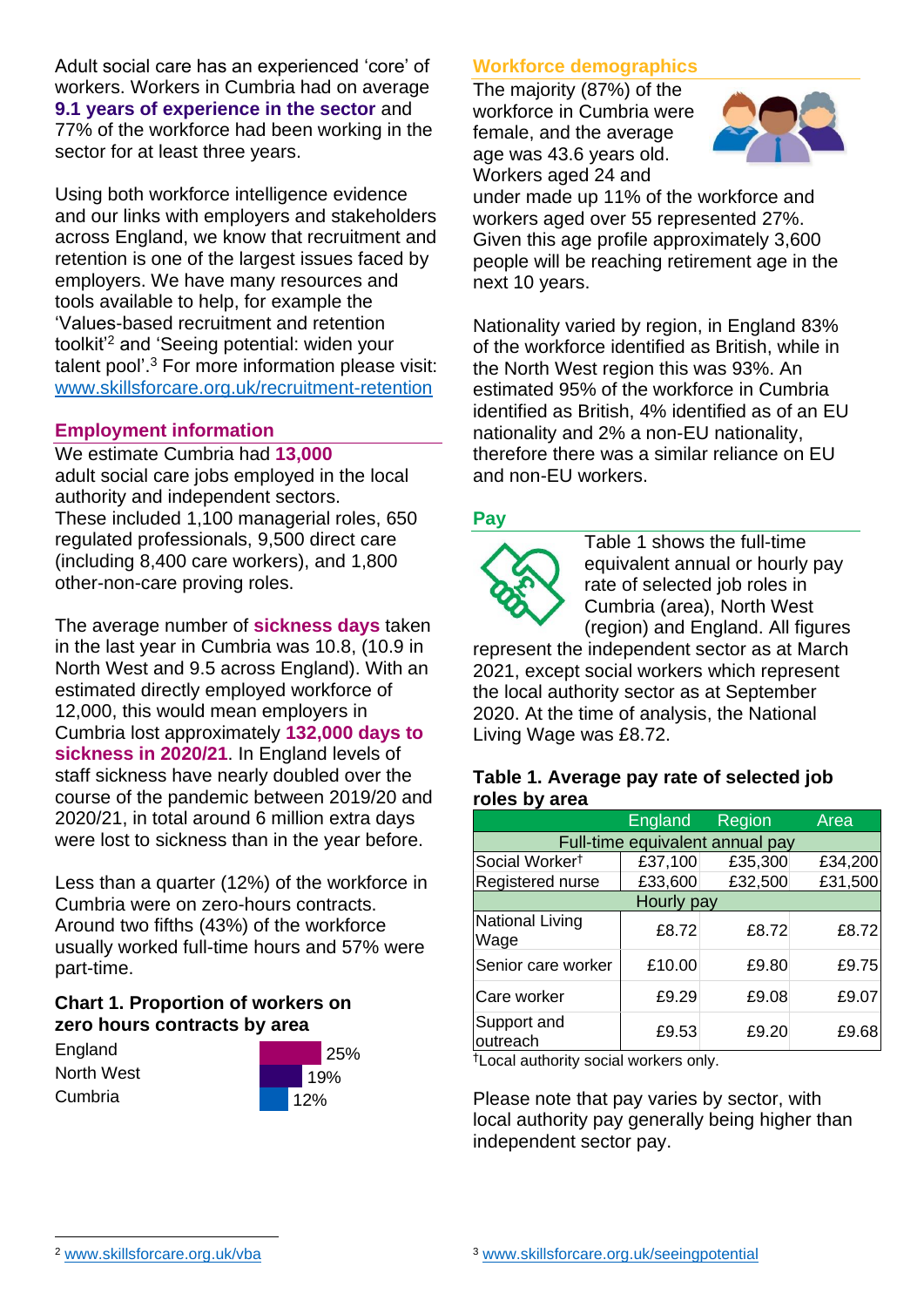Adult social care has an experienced 'core' of workers. Workers in Cumbria had on average **9.1 years of experience in the sector** and 77% of the workforce had been working in the sector for at least three years.

Using both workforce intelligence evidence and our links with employers and stakeholders across England, we know that recruitment and retention is one of the largest issues faced by employers. We have many resources and tools available to help, for example the 'Values-based recruitment and retention toolkit'[2] and 'Seeing potential: widen your talent pool'.[3] For more information please visit: www.skillsforcare.org.uk/recruitment-retention

## Employment information

We estimate Cumbria had **13,000** adult social care jobs employed in the local authority and independent sectors. These included 1,100 managerial roles, 650 regulated professionals, 9,500 direct care (including 8,400 care workers), and 1,800 other-non-care proving roles.

The average number of **sickness days** taken in the last year in Cumbria was 10.8, (10.9 in North West and 9.5 across England). With an estimated directly employed workforce of 12,000, this would mean employers in Cumbria lost approximately **132,000 days to sickness in 2020/21**. In England levels of staff sickness have nearly doubled over the course of the pandemic between 2019/20 and 2020/21, in total around 6 million extra days were lost to sickness than in the year before.

Less than a quarter (12%) of the workforce in Cumbria were on zero-hours contracts. Around two fifths (43%) of the workforce usually worked full-time hours and 57% were part-time.

### Chart 1. Proportion of workers on zero hours contracts by area

| Area | Proportion |
|---|---|
| England | 25% |
| North West | 19% |
| Cumbria | 12% |

## Workforce demographics

The majority (87%) of the workforce in Cumbria were female, and the average age was 43.6 years old. Workers aged 24 and under made up 11% of the workforce and workers aged over 55 represented 27%. Given this age profile approximately 3,600 people will be reaching retirement age in the next 10 years.

Nationality varied by region, in England 83% of the workforce identified as British, while in the North West region this was 93%. An estimated 95% of the workforce in Cumbria identified as British, 4% identified as of an EU nationality and 2% a non-EU nationality, therefore there was a similar reliance on EU and non-EU workers.

## Pay

Table 1 shows the full-time equivalent annual or hourly pay rate of selected job roles in Cumbria (area), North West (region) and England. All figures represent the independent sector as at March 2021, except social workers which represent the local authority sector as at September 2020. At the time of analysis, the National Living Wage was £8.72.

### Table 1. Average pay rate of selected job roles by area

| | England | Region | Area |
|---|---|---|---|
| **Full-time equivalent annual pay** | | | |
| Social Worker† | £37,100 | £35,300 | £34,200 |
| Registered nurse | £33,600 | £32,500 | £31,500 |
| **Hourly pay** | | | |
| National Living Wage | £8.72 | £8.72 | £8.72 |
| Senior care worker | £10.00 | £9.80 | £9.75 |
| Care worker | £9.29 | £9.08 | £9.07 |
| Support and outreach | £9.53 | £9.20 | £9.68 |

†Local authority social workers only.

Please note that pay varies by sector, with local authority pay generally being higher than independent sector pay.

[2] www.skillsforcare.org.uk/vba

[3] www.skillsforcare.org.uk/seeingpotential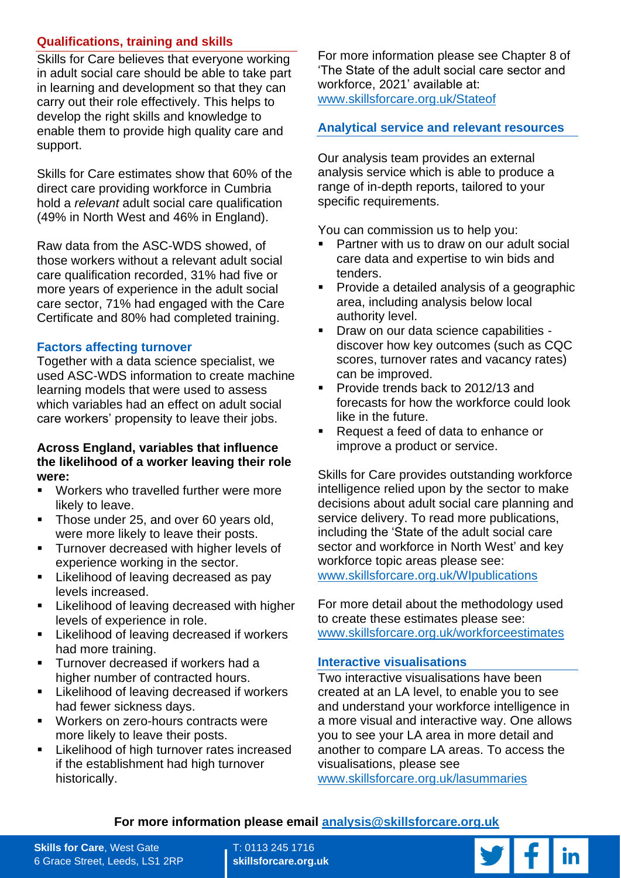## Qualifications, training and skills

Skills for Care believes that everyone working in adult social care should be able to take part in learning and development so that they can carry out their role effectively. This helps to develop the right skills and knowledge to enable them to provide high quality care and support.

Skills for Care estimates show that 60% of the direct care providing workforce in Cumbria hold a *relevant* adult social care qualification (49% in North West and 46% in England).

Raw data from the ASC-WDS showed, of those workers without a relevant adult social care qualification recorded, 31% had five or more years of experience in the adult social care sector, 71% had engaged with the Care Certificate and 80% had completed training.

## Factors affecting turnover

Together with a data science specialist, we used ASC-WDS information to create machine learning models that were used to assess which variables had an effect on adult social care workers' propensity to leave their jobs.

**Across England, variables that influence the likelihood of a worker leaving their role were:**

- Workers who travelled further were more likely to leave.
- Those under 25, and over 60 years old, were more likely to leave their posts.
- Turnover decreased with higher levels of experience working in the sector.
- Likelihood of leaving decreased as pay levels increased.
- Likelihood of leaving decreased with higher levels of experience in role.
- Likelihood of leaving decreased if workers had more training.
- Turnover decreased if workers had a higher number of contracted hours.
- Likelihood of leaving decreased if workers had fewer sickness days.
- Workers on zero-hours contracts were more likely to leave their posts.
- Likelihood of high turnover rates increased if the establishment had high turnover historically.

For more information please see Chapter 8 of 'The State of the adult social care sector and workforce, 2021' available at: www.skillsforcare.org.uk/Stateof

## Analytical service and relevant resources

Our analysis team provides an external analysis service which is able to produce a range of in-depth reports, tailored to your specific requirements.

You can commission us to help you:

- Partner with us to draw on our adult social care data and expertise to win bids and tenders.
- Provide a detailed analysis of a geographic area, including analysis below local authority level.
- Draw on our data science capabilities - discover how key outcomes (such as CQC scores, turnover rates and vacancy rates) can be improved.
- Provide trends back to 2012/13 and forecasts for how the workforce could look like in the future.
- Request a feed of data to enhance or improve a product or service.

Skills for Care provides outstanding workforce intelligence relied upon by the sector to make decisions about adult social care planning and service delivery. To read more publications, including the 'State of the adult social care sector and workforce in North West' and key workforce topic areas please see: www.skillsforcare.org.uk/WIpublications

For more detail about the methodology used to create these estimates please see: www.skillsforcare.org.uk/workforceestimates

## Interactive visualisations

Two interactive visualisations have been created at an LA level, to enable you to see and understand your workforce intelligence in a more visual and interactive way. One allows you to see your LA area in more detail and another to compare LA areas. To access the visualisations, please see www.skillsforcare.org.uk/lasummaries

**For more information please email analysis@skillsforcare.org.uk**

**Skills for Care**, West Gate
6 Grace Street, Leeds, LS1 2RP

T: 0113 245 1716
**skillsforcare.org.uk**